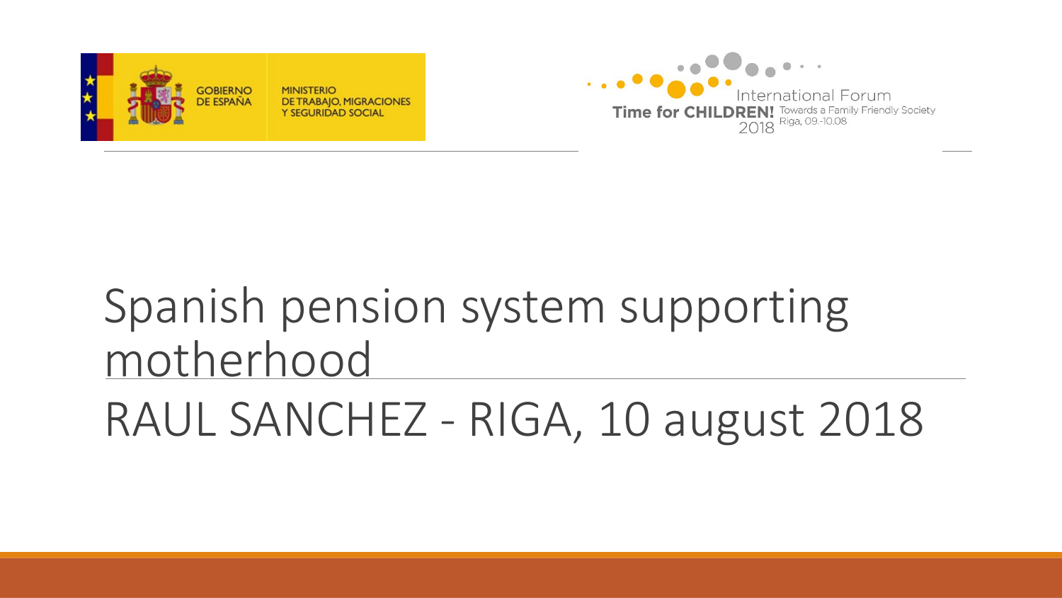GOBIERNO DE ESPAÑA

MINISTERIO DE TRABAJO, MIGRACIONES Y SEGURIDAD SOCIAL

International Forum
Time for CHILDREN! 2018
Towards a Family Friendly Society
Riga, 09.-10.08

# Spanish pension system supporting motherhood

## RAUL SANCHEZ - RIGA, 10 august 2018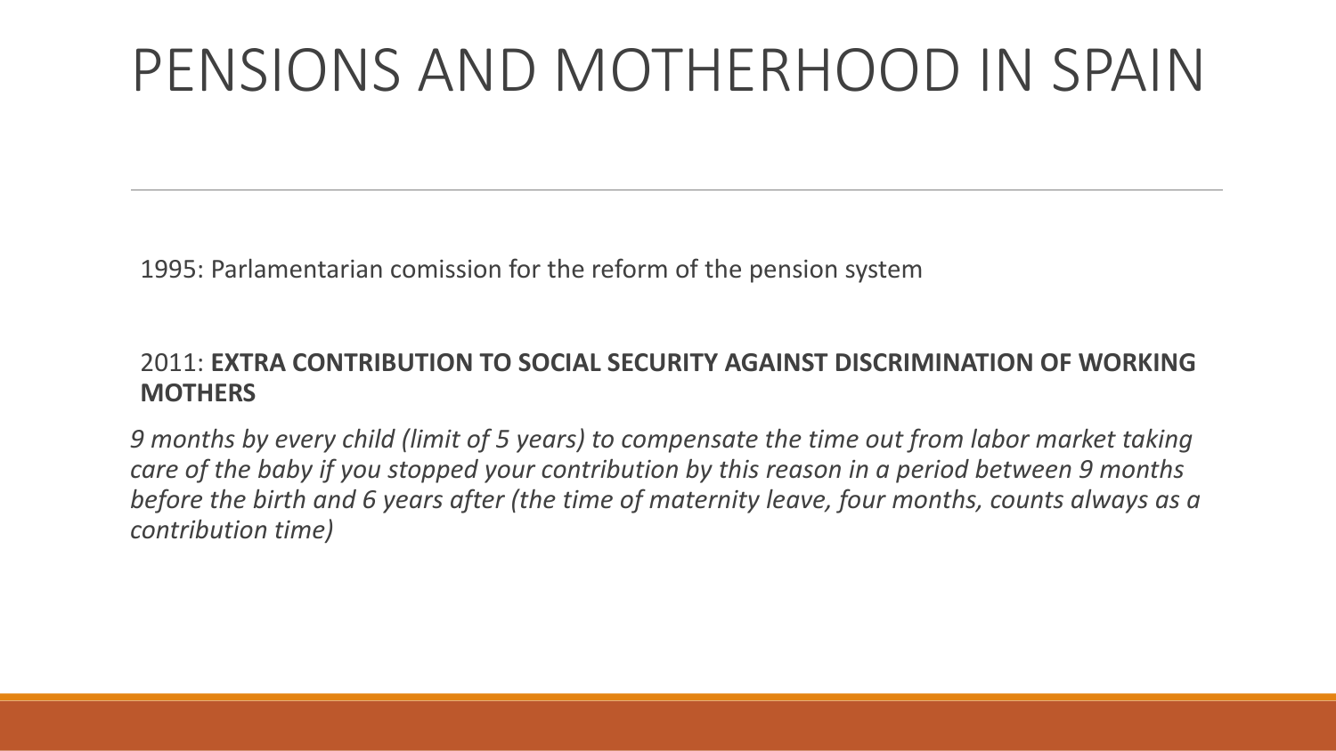# PENSIONS AND MOTHERHOOD IN SPAIN

1995: Parlamentarian comission for the reform of the pension system

2011: **EXTRA CONTRIBUTION TO SOCIAL SECURITY AGAINST DISCRIMINATION OF WORKING MOTHERS**

*9 months by every child (limit of 5 years) to compensate the time out from labor market taking care of the baby if you stopped your contribution by this reason in a period between 9 months before the birth and 6 years after (the time of maternity leave, four months, counts always as a contribution time)*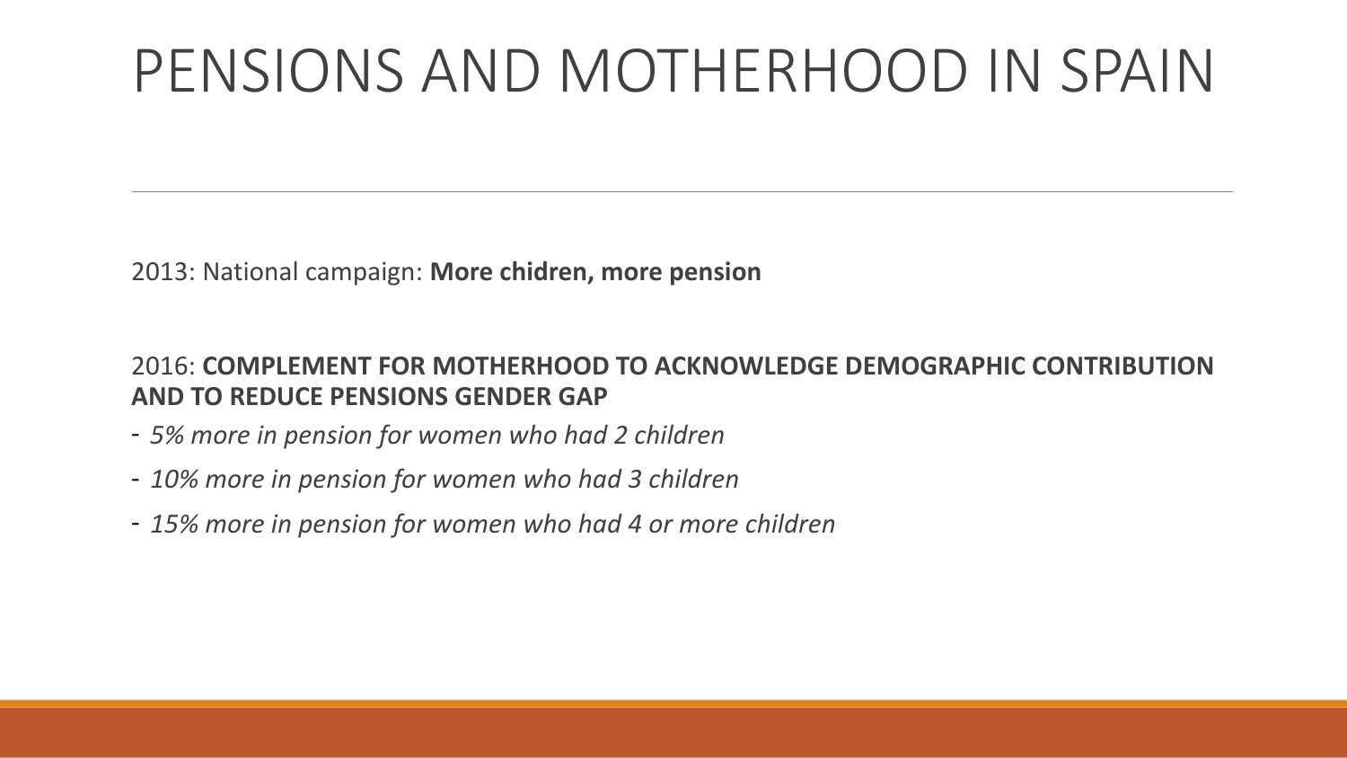# PENSIONS AND MOTHERHOOD IN SPAIN

2013: National campaign: **More chidren, more pension**

2016: **COMPLEMENT FOR MOTHERHOOD TO ACKNOWLEDGE DEMOGRAPHIC CONTRIBUTION AND TO REDUCE PENSIONS GENDER GAP**

- *5% more in pension for women who had 2 children*
- *10% more in pension for women who had 3 children*
- *15% more in pension for women who had 4 or more children*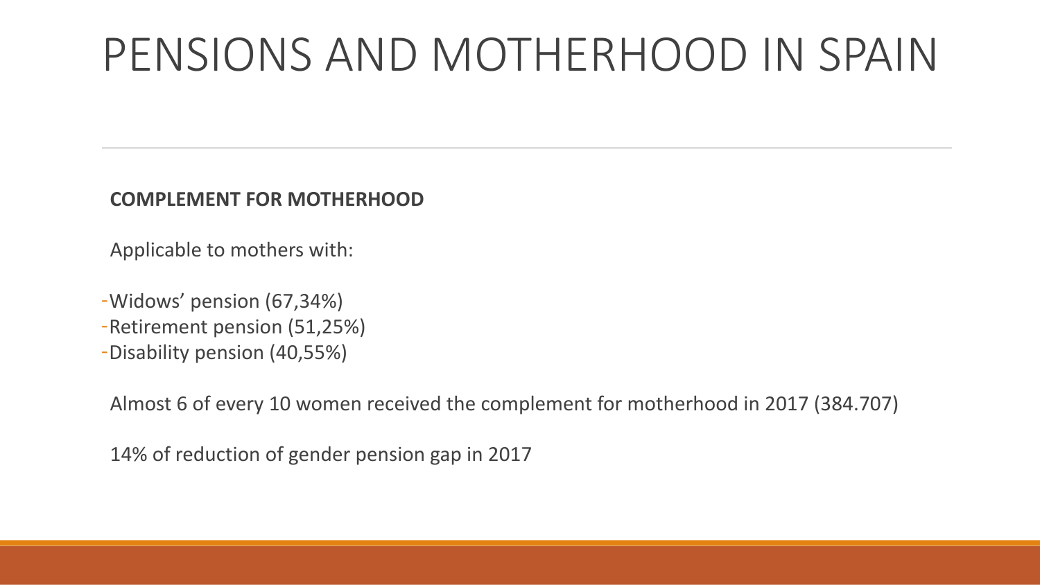# PENSIONS AND MOTHERHOOD IN SPAIN

**COMPLEMENT FOR MOTHERHOOD**

Applicable to mothers with:

- Widows' pension (67,34%)
- Retirement pension (51,25%)
- Disability pension (40,55%)

Almost 6 of every 10 women received the complement for motherhood in 2017 (384.707)

14% of reduction of gender pension gap in 2017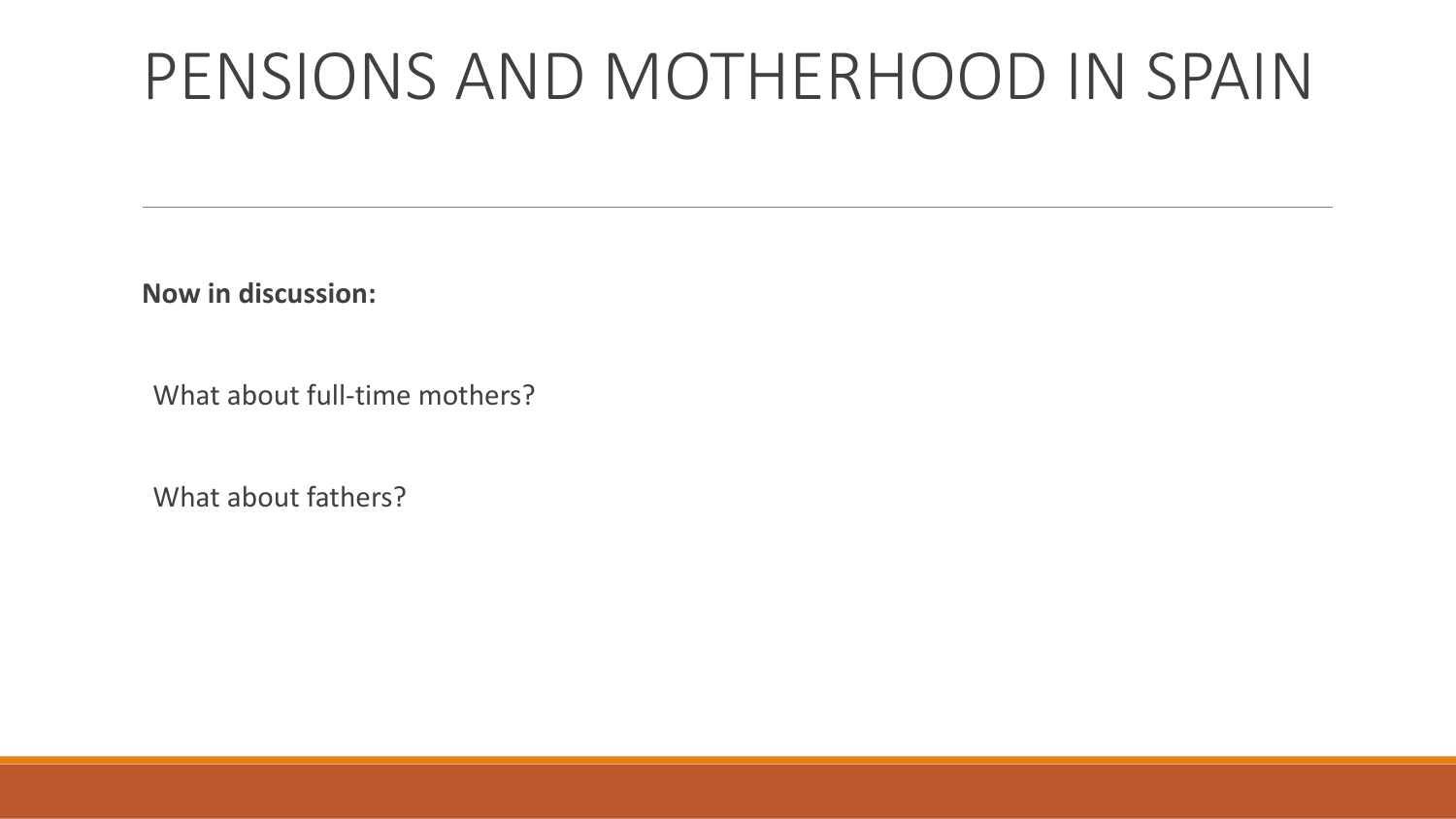# PENSIONS AND MOTHERHOOD IN SPAIN

**Now in discussion:**

What about full-time mothers?

What about fathers?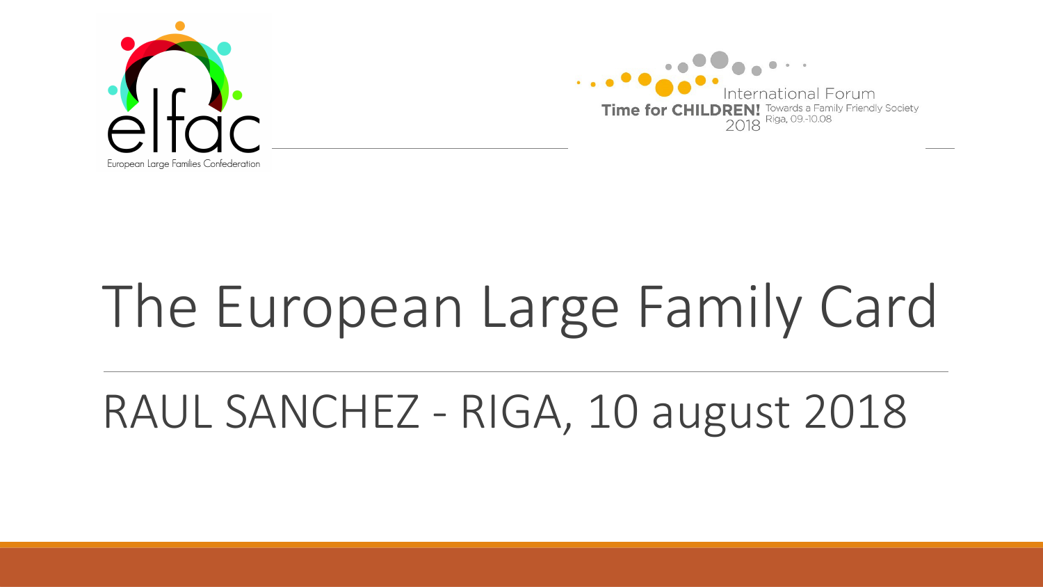European Large Families Confederation

International Forum
Time for CHILDREN! Towards a Family Friendly Society
2018 Riga, 09.-10.08

# The European Large Family Card

## RAUL SANCHEZ - RIGA, 10 august 2018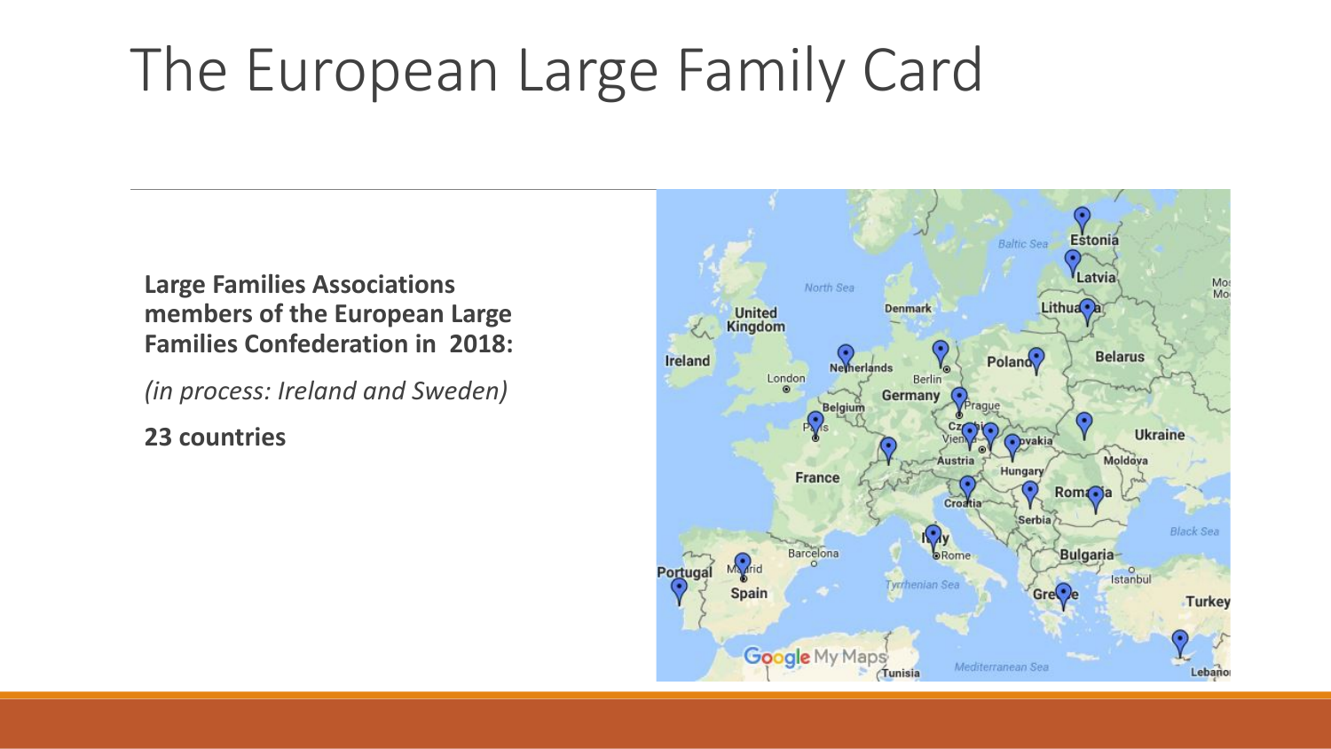# The European Large Family Card

**Large Families Associations members of the European Large Families Confederation in 2018:**

*(in process: Ireland and Sweden)*

**23 countries**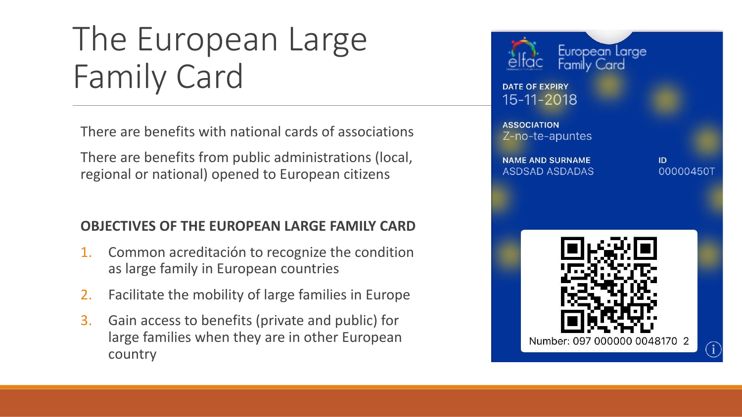# The European Large Family Card

There are benefits with national cards of associations

There are benefits from public administrations (local, regional or national) opened to European citizens

**OBJECTIVES OF THE EUROPEAN LARGE FAMILY CARD**

1. Common acreditación to recognize the condition as large family in European countries
2. Facilitate the mobility of large families in Europe
3. Gain access to benefits (private and public) for large families when they are in other European country

elfac European Large Family Card

DATE OF EXPIRY
15-11-2018

ASSOCIATION
Z-no-te-apuntes

NAME AND SURNAME
ASDSAD ASDADAS

ID
00000450T

Number: 097 000000 0048170 2